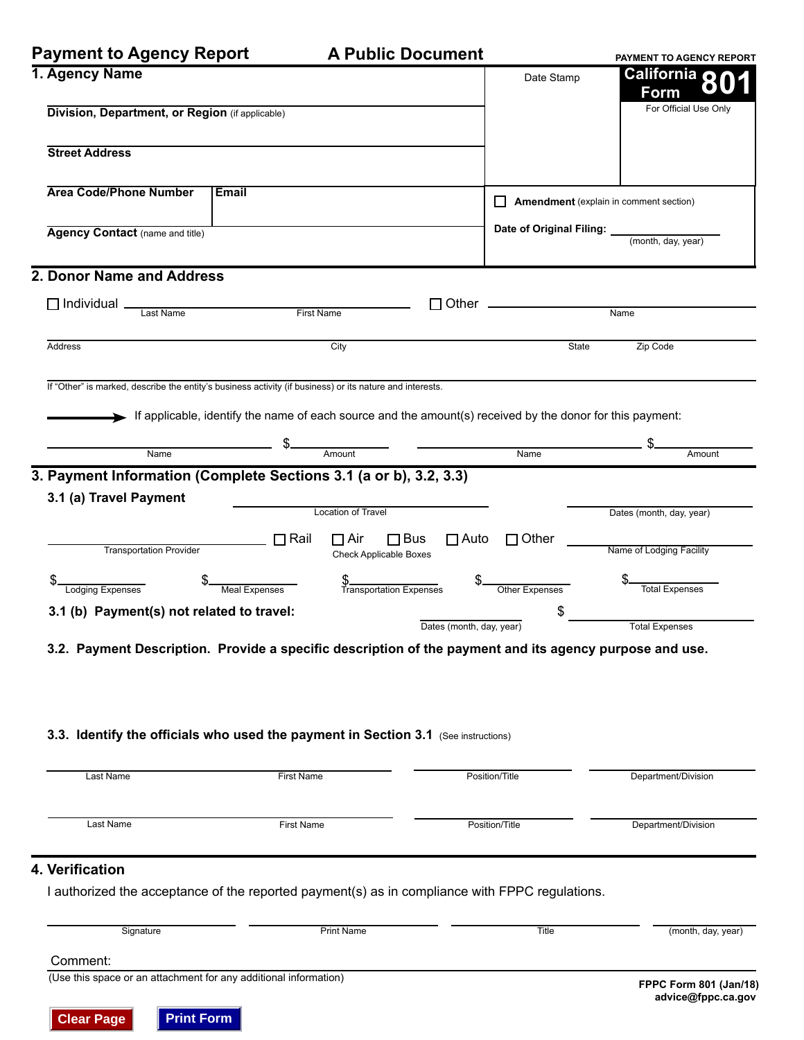# Payment to Agency Report

**A Public Document**

**PAYMENT TO AGENCY REPORT**

**California Form 801**

For Official Use Only

Date Stamp

## 1. Agency Name

**Division, Department, or Region** (if applicable)

**Street Address**

**Area Code/Phone Number** | **Email**

**Agency Contact** (name and title)

☐ **Amendment** (explain in comment section)

**Date of Original Filing:** ______________ (month, day, year)

## 2. Donor Name and Address

☐ Individual ______________ Last Name ______________ First Name

☐ Other ______________ Name

Address | City | State | Zip Code

If “Other” is marked, describe the entity’s business activity (if business) or its nature and interests.

➜ If applicable, identify the name of each source and the amount(s) received by the donor for this payment:

Name ______________ $ ______________ Amount

Name ______________ $ ______________ Amount

## 3. Payment Information (Complete Sections 3.1 (a or b), 3.2, 3.3)

### 3.1 (a) Travel Payment

Location of Travel | Dates (month, day, year)

Transportation Provider

☐ Rail ☐ Air ☐ Bus ☐ Auto ☐ Other

Check Applicable Boxes

Name of Lodging Facility

$ ______ Lodging Expenses | $ ______ Meal Expenses | $ ______ Transportation Expenses | $ ______ Other Expenses | $ ______ Total Expenses

### 3.1 (b) Payment(s) not related to travel:

Dates (month, day, year) | $ ______ Total Expenses

### 3.2. Payment Description. Provide a specific description of the payment and its agency purpose and use.

### 3.3. Identify the officials who used the payment in Section 3.1 (See instructions)

| Last Name | First Name | Position/Title | Department/Division |
|---|---|---|---|
| | | | |
| | | | |

## 4. Verification

I authorized the acceptance of the reported payment(s) as in compliance with FPPC regulations.

Signature | Print Name | Title | (month, day, year)

Comment:

(Use this space or an attachment for any additional information)

**FPPC Form 801 (Jan/18)**
**advice@fppc.ca.gov**

Clear Page | Print Form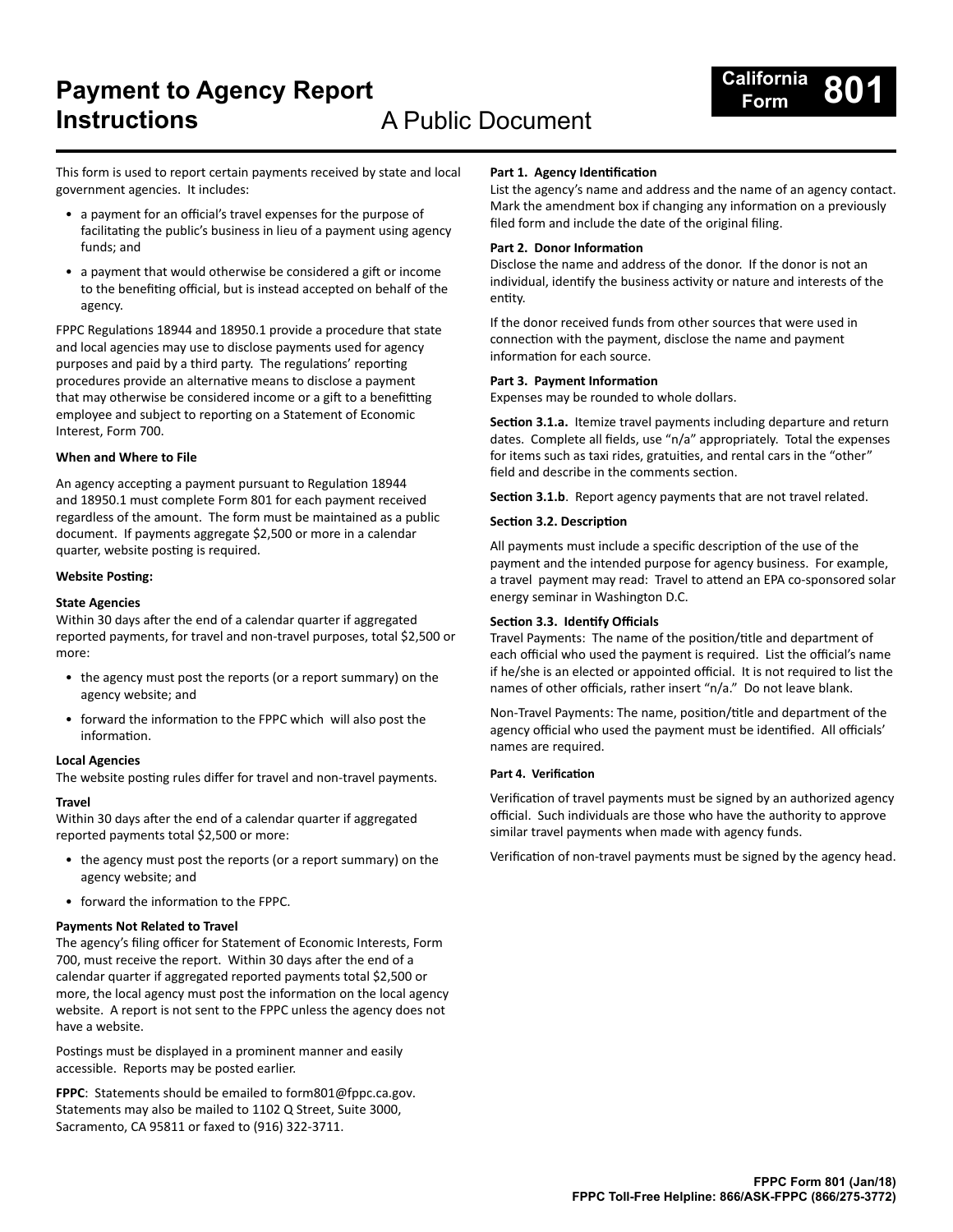# Payment to Agency Report Instructions

A Public Document

**California Form 801**

This form is used to report certain payments received by state and local government agencies. It includes:

- a payment for an official's travel expenses for the purpose of facilitating the public's business in lieu of a payment using agency funds; and
- a payment that would otherwise be considered a gift or income to the benefiting official, but is instead accepted on behalf of the agency.

FPPC Regulations 18944 and 18950.1 provide a procedure that state and local agencies may use to disclose payments used for agency purposes and paid by a third party. The regulations' reporting procedures provide an alternative means to disclose a payment that may otherwise be considered income or a gift to a benefitting employee and subject to reporting on a Statement of Economic Interest, Form 700.

**When and Where to File**

An agency accepting a payment pursuant to Regulation 18944 and 18950.1 must complete Form 801 for each payment received regardless of the amount. The form must be maintained as a public document. If payments aggregate $2,500 or more in a calendar quarter, website posting is required.

**Website Posting:**

**State Agencies**
Within 30 days after the end of a calendar quarter if aggregated reported payments, for travel and non-travel purposes, total $2,500 or more:

- the agency must post the reports (or a report summary) on the agency website; and
- forward the information to the FPPC which will also post the information.

**Local Agencies**
The website posting rules differ for travel and non-travel payments.

**Travel**
Within 30 days after the end of a calendar quarter if aggregated reported payments total $2,500 or more:

- the agency must post the reports (or a report summary) on the agency website; and
- forward the information to the FPPC.

**Payments Not Related to Travel**
The agency's filing officer for Statement of Economic Interests, Form 700, must receive the report. Within 30 days after the end of a calendar quarter if aggregated reported payments total $2,500 or more, the local agency must post the information on the local agency website. A report is not sent to the FPPC unless the agency does not have a website.

Postings must be displayed in a prominent manner and easily accessible. Reports may be posted earlier.

**FPPC**: Statements should be emailed to form801@fppc.ca.gov. Statements may also be mailed to 1102 Q Street, Suite 3000, Sacramento, CA 95811 or faxed to (916) 322-3711.

**Part 1. Agency Identification**
List the agency's name and address and the name of an agency contact. Mark the amendment box if changing any information on a previously filed form and include the date of the original filing.

**Part 2. Donor Information**
Disclose the name and address of the donor. If the donor is not an individual, identify the business activity or nature and interests of the entity.

If the donor received funds from other sources that were used in connection with the payment, disclose the name and payment information for each source.

**Part 3. Payment Information**
Expenses may be rounded to whole dollars.

**Section 3.1.a.** Itemize travel payments including departure and return dates. Complete all fields, use "n/a" appropriately. Total the expenses for items such as taxi rides, gratuities, and rental cars in the "other" field and describe in the comments section.

**Section 3.1.b**. Report agency payments that are not travel related.

**Section 3.2. Description**

All payments must include a specific description of the use of the payment and the intended purpose for agency business. For example, a travel payment may read: Travel to attend an EPA co-sponsored solar energy seminar in Washington D.C.

**Section 3.3. Identify Officials**
Travel Payments: The name of the position/title and department of each official who used the payment is required. List the official's name if he/she is an elected or appointed official. It is not required to list the names of other officials, rather insert "n/a." Do not leave blank.

Non-Travel Payments: The name, position/title and department of the agency official who used the payment must be identified. All officials' names are required.

**Part 4. Verification**

Verification of travel payments must be signed by an authorized agency official. Such individuals are those who have the authority to approve similar travel payments when made with agency funds.

Verification of non-travel payments must be signed by the agency head.

FPPC Form 801 (Jan/18)
FPPC Toll-Free Helpline: 866/ASK-FPPC (866/275-3772)